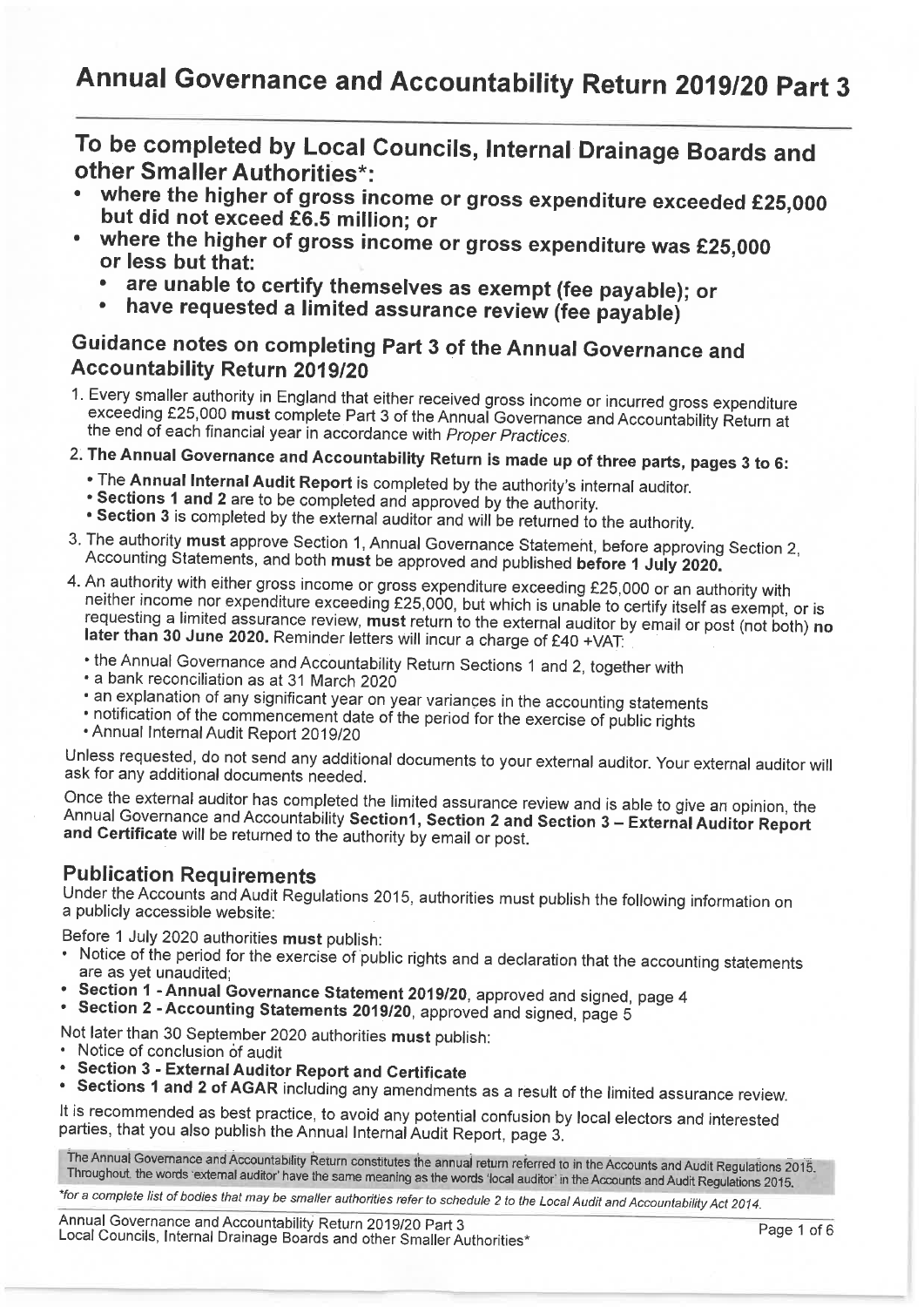# Annual Governance and Accountability Return 2019/20 Part 3

## To be completed by Local Councils, Internal Drainage Boards and other Smaller Authorities*:

- **where the higher of gross income or gross expenditure exceeded £25,000 but did not exceed £6.5 million; or**
- **where the higher of gross income or gross expenditure was £25,000 or less but that:**
  - **are unable to certify themselves as exempt (fee payable); or**
  - **have requested a limited assurance review (fee payable)**

## Guidance notes on completing Part 3 of the Annual Governance and Accountability Return 2019/20

1. Every smaller authority in England that either received gross income or incurred gross expenditure exceeding £25,000 **must** complete Part 3 of the Annual Governance and Accountability Return at the end of each financial year in accordance with *Proper Practices*.
2. **The Annual Governance and Accountability Return is made up of three parts, pages 3 to 6:**
   - The **Annual Internal Audit Report** is completed by the authority's internal auditor.
   - **Sections 1 and 2** are to be completed and approved by the authority.
   - **Section 3** is completed by the external auditor and will be returned to the authority.
3. The authority **must** approve Section 1, Annual Governance Statement, before approving Section 2, Accounting Statements, and both **must** be approved and published **before 1 July 2020.**
4. An authority with either gross income or gross expenditure exceeding £25,000 or an authority with neither income nor expenditure exceeding £25,000, but which is unable to certify itself as exempt, or is requesting a limited assurance review, **must** return to the external auditor by email or post (not both) **no later than 30 June 2020.** Reminder letters will incur a charge of £40 +VAT:
   - the Annual Governance and Accountability Return Sections 1 and 2, together with
   - a bank reconciliation as at 31 March 2020
   - an explanation of any significant year on year variances in the accounting statements
   - notification of the commencement date of the period for the exercise of public rights
   - Annual Internal Audit Report 2019/20

Unless requested, do not send any additional documents to your external auditor. Your external auditor will ask for any additional documents needed.

Once the external auditor has completed the limited assurance review and is able to give an opinion, the Annual Governance and Accountability **Section1, Section 2 and Section 3 – External Auditor Report and Certificate** will be returned to the authority by email or post.

## Publication Requirements

Under the Accounts and Audit Regulations 2015, authorities must publish the following information on a publicly accessible website:

Before 1 July 2020 authorities **must** publish:

- Notice of the period for the exercise of public rights and a declaration that the accounting statements are as yet unaudited;
- **Section 1 - Annual Governance Statement 2019/20**, approved and signed, page 4
- **Section 2 - Accounting Statements 2019/20**, approved and signed, page 5

Not later than 30 September 2020 authorities **must** publish:

- Notice of conclusion of audit
- **Section 3 - External Auditor Report and Certificate**
- **Sections 1 and 2 of AGAR** including any amendments as a result of the limited assurance review.

It is recommended as best practice, to avoid any potential confusion by local electors and interested parties, that you also publish the Annual Internal Audit Report, page 3.

The Annual Governance and Accountability Return constitutes the annual return referred to in the Accounts and Audit Regulations 2015. Throughout, the words 'external auditor' have the same meaning as the words 'local auditor' in the Accounts and Audit Regulations 2015.

*\*for a complete list of bodies that may be smaller authorities refer to schedule 2 to the Local Audit and Accountability Act 2014.*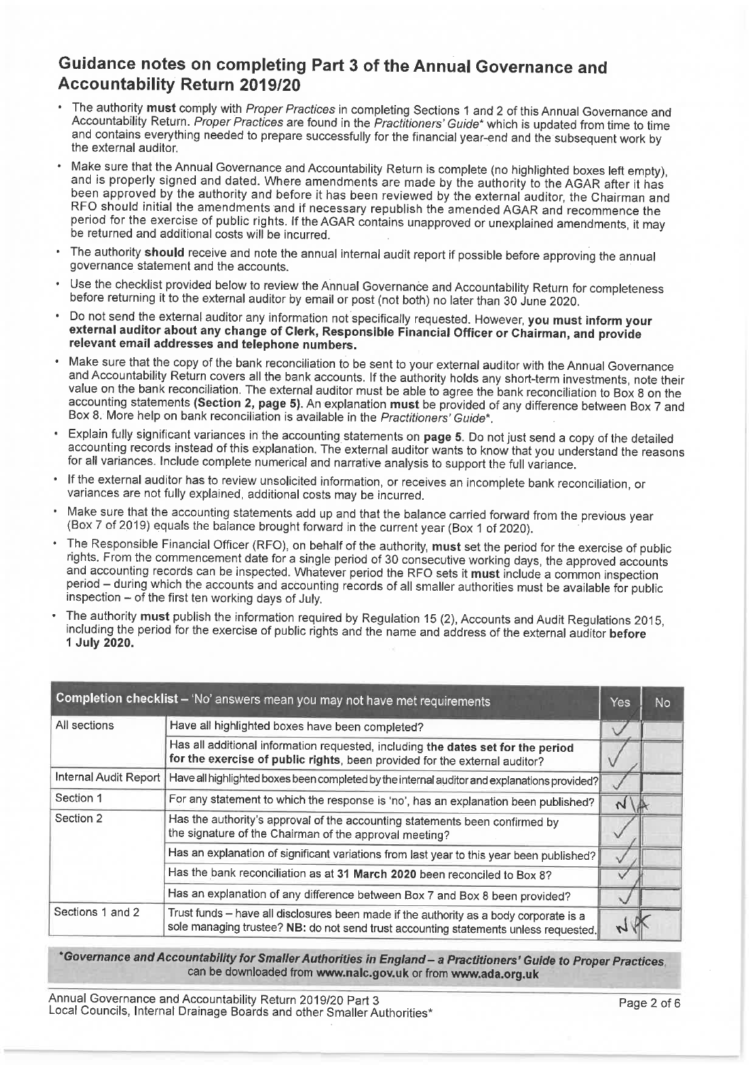## Guidance notes on completing Part 3 of the Annual Governance and Accountability Return 2019/20

- The authority **must** comply with *Proper Practices* in completing Sections 1 and 2 of this Annual Governance and Accountability Return. *Proper Practices* are found in the *Practitioners' Guide** which is updated from time to time and contains everything needed to prepare successfully for the financial year-end and the subsequent work by the external auditor.
- Make sure that the Annual Governance and Accountability Return is complete (no highlighted boxes left empty), and is properly signed and dated. Where amendments are made by the authority to the AGAR after it has been approved by the authority and before it has been reviewed by the external auditor, the Chairman and RFO should initial the amendments and if necessary republish the amended AGAR and recommence the period for the exercise of public rights. If the AGAR contains unapproved or unexplained amendments, it may be returned and additional costs will be incurred.
- The authority **should** receive and note the annual internal audit report if possible before approving the annual governance statement and the accounts.
- Use the checklist provided below to review the Annual Governance and Accountability Return for completeness before returning it to the external auditor by email or post (not both) no later than 30 June 2020.
- Do not send the external auditor any information not specifically requested. However, **you must inform your external auditor about any change of Clerk, Responsible Financial Officer or Chairman, and provide relevant email addresses and telephone numbers.**
- Make sure that the copy of the bank reconciliation to be sent to your external auditor with the Annual Governance and Accountability Return covers all the bank accounts. If the authority holds any short-term investments, note their value on the bank reconciliation. The external auditor must be able to agree the bank reconciliation to Box 8 on the accounting statements **(Section 2, page 5)**. An explanation **must** be provided of any difference between Box 7 and Box 8. More help on bank reconciliation is available in the *Practitioners' Guide**.
- Explain fully significant variances in the accounting statements on **page 5**. Do not just send a copy of the detailed accounting records instead of this explanation. The external auditor wants to know that you understand the reasons for all variances. Include complete numerical and narrative analysis to support the full variance.
- If the external auditor has to review unsolicited information, or receives an incomplete bank reconciliation, or variances are not fully explained, additional costs may be incurred.
- Make sure that the accounting statements add up and that the balance carried forward from the previous year (Box 7 of 2019) equals the balance brought forward in the current year (Box 1 of 2020).
- The Responsible Financial Officer (RFO), on behalf of the authority, **must** set the period for the exercise of public rights. From the commencement date for a single period of 30 consecutive working days, the approved accounts and accounting records can be inspected. Whatever period the RFO sets it **must** include a common inspection period – during which the accounts and accounting records of all smaller authorities must be available for public inspection – of the first ten working days of July.
- The authority **must** publish the information required by Regulation 15 (2), Accounts and Audit Regulations 2015, including the period for the exercise of public rights and the name and address of the external auditor **before 1 July 2020.**

| Completion checklist – 'No' answers mean you may not have met requirements | | Yes | No |
|---|---|---|---|
| All sections | Have all highlighted boxes have been completed? | ✓ | |
| | Has all additional information requested, including **the dates set for the period for the exercise of public rights**, been provided for the external auditor? | ✓ | |
| Internal Audit Report | Have all highlighted boxes been completed by the internal auditor and explanations provided? | ✓ | |
| Section 1 | For any statement to which the response is 'no', has an explanation been published? | N/A | |
| Section 2 | Has the authority's approval of the accounting statements been confirmed by the signature of the Chairman of the approval meeting? | ✓ | |
| | Has an explanation of significant variations from last year to this year been published? | ✓ | |
| | Has the bank reconciliation as at **31 March 2020** been reconciled to Box 8? | ✓ | |
| | Has an explanation of any difference between Box 7 and Box 8 been provided? | ✓ | |
| Sections 1 and 2 | Trust funds – have all disclosures been made if the authority as a body corporate is a sole managing trustee? **NB:** do not send trust accounting statements unless requested. | N/A | |

***Governance and Accountability for Smaller Authorities in England – a Practitioners' Guide to Proper Practices**, can be downloaded from **www.nalc.gov.uk** or from **www.ada.org.uk***

Annual Governance and Accountability Return 2019/20 Part 3
Local Councils, Internal Drainage Boards and other Smaller Authorities*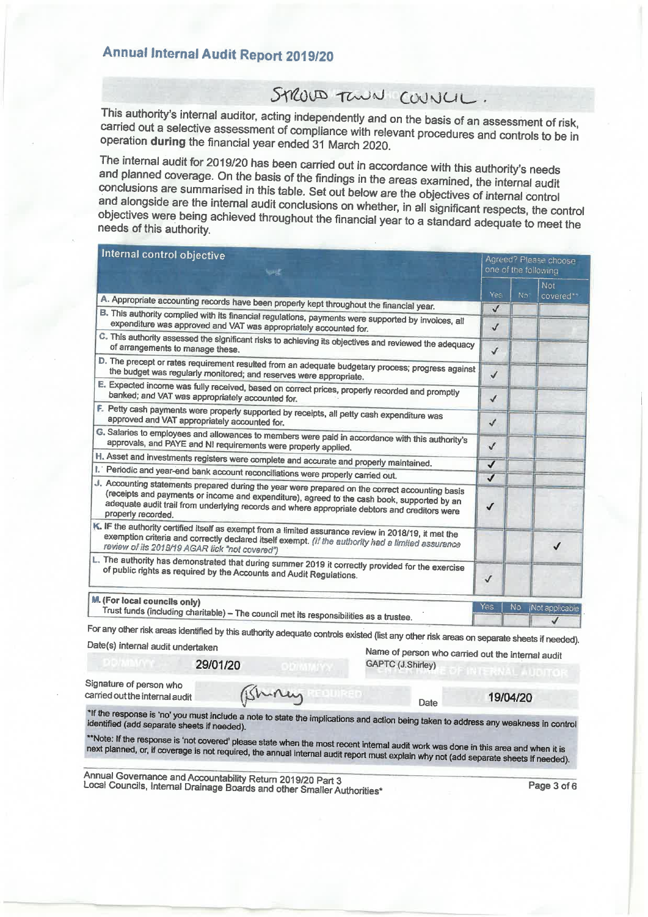## Annual Internal Audit Report 2019/20

STROUD TOWN COUNCIL.

This authority's internal auditor, acting independently and on the basis of an assessment of risk, carried out a selective assessment of compliance with relevant procedures and controls to be in operation **during** the financial year ended 31 March 2020.

The internal audit for 2019/20 has been carried out in accordance with this authority's needs and planned coverage. On the basis of the findings in the areas examined, the internal audit conclusions are summarised in this table. Set out below are the objectives of internal control and alongside are the internal audit conclusions on whether, in all significant respects, the control objectives were being achieved throughout the financial year to a standard adequate to meet the needs of this authority.

| Internal control objective | Agreed? Please choose one of the following | | |
|---|---|---|---|
| | Yes | No* | Not covered** |
| A. Appropriate accounting records have been properly kept throughout the financial year. | ✓ | | |
| B. This authority complied with its financial regulations, payments were supported by invoices, all expenditure was approved and VAT was appropriately accounted for. | ✓ | | |
| C. This authority assessed the significant risks to achieving its objectives and reviewed the adequacy of arrangements to manage these. | ✓ | | |
| D. The precept or rates requirement resulted from an adequate budgetary process; progress against the budget was regularly monitored; and reserves were appropriate. | ✓ | | |
| E. Expected income was fully received, based on correct prices, properly recorded and promptly banked; and VAT was appropriately accounted for. | ✓ | | |
| F. Petty cash payments were properly supported by receipts, all petty cash expenditure was approved and VAT appropriately accounted for. | ✓ | | |
| G. Salaries to employees and allowances to members were paid in accordance with this authority's approvals, and PAYE and NI requirements were properly applied. | ✓ | | |
| H. Asset and investments registers were complete and accurate and properly maintained. | ✓ | | |
| I. Periodic and year-end bank account reconciliations were properly carried out. | ✓ | | |
| J. Accounting statements prepared during the year were prepared on the correct accounting basis (receipts and payments or income and expenditure), agreed to the cash book, supported by an adequate audit trail from underlying records and where appropriate debtors and creditors were properly recorded. | ✓ | | |
| K. IF the authority certified itself as exempt from a limited assurance review in 2018/19, it met the exemption criteria and correctly declared itself exempt. *(If the authority had a limited assurance review of its 2018/19 AGAR tick "not covered")* | | | ✓ |
| L. The authority has demonstrated that during summer 2019 it correctly provided for the exercise of public rights as required by the Accounts and Audit Regulations. | ✓ | | |

| M. (For local councils only) | Yes | No | Not applicable |
|---|---|---|---|
| Trust funds (including charitable) – The council met its responsibilities as a trustee. | | | ✓ |

For any other risk areas identified by this authority adequate controls existed (list any other risk areas on separate sheets if needed).

Date(s) internal audit undertaken: 29/01/20

Name of person who carried out the internal audit: GAPTC (J.Shirley)

Signature of person who carried out the internal audit: JShirley

Date: 19/04/20

*If the response is 'no' you must include a note to state the implications and action being taken to address any weakness in control identified (add separate sheets if needed).

**Note: If the response is 'not covered' please state when the most recent internal audit work was done in this area and when it is next planned, or, if coverage is not required, the annual internal audit report must explain why not (add separate sheets if needed).

Annual Governance and Accountability Return 2019/20 Part 3
Local Councils, Internal Drainage Boards and other Smaller Authorities*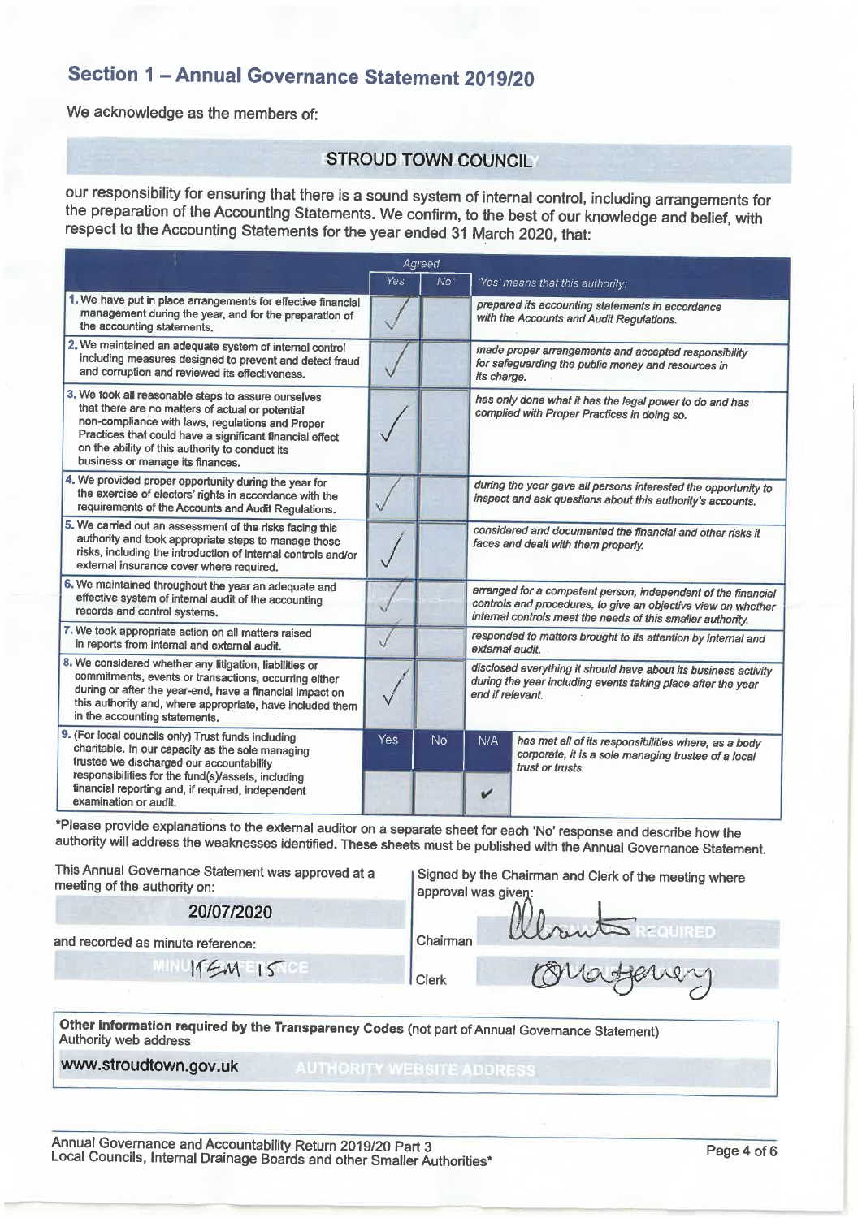# Section 1 – Annual Governance Statement 2019/20

We acknowledge as the members of:

**STROUD TOWN COUNCIL**

our responsibility for ensuring that there is a sound system of internal control, including arrangements for the preparation of the Accounting Statements. We confirm, to the best of our knowledge and belief, with respect to the Accounting Statements for the year ended 31 March 2020, that:

| | Agreed | | | 'Yes' means that this authority: |
|---|---|---|---|---|
| | Yes | No* | | |
| 1. We have put in place arrangements for effective financial management during the year, and for the preparation of the accounting statements. | ✓ | | | *prepared its accounting statements in accordance with the Accounts and Audit Regulations.* |
| 2. We maintained an adequate system of internal control including measures designed to prevent and detect fraud and corruption and reviewed its effectiveness. | ✓ | | | *made proper arrangements and accepted responsibility for safeguarding the public money and resources in its charge.* |
| 3. We took all reasonable steps to assure ourselves that there are no matters of actual or potential non-compliance with laws, regulations and Proper Practices that could have a significant financial effect on the ability of this authority to conduct its business or manage its finances. | ✓ | | | *has only done what it has the legal power to do and has complied with Proper Practices in doing so.* |
| 4. We provided proper opportunity during the year for the exercise of electors' rights in accordance with the requirements of the Accounts and Audit Regulations. | ✓ | | | *during the year gave all persons interested the opportunity to inspect and ask questions about this authority's accounts.* |
| 5. We carried out an assessment of the risks facing this authority and took appropriate steps to manage those risks, including the introduction of internal controls and/or external insurance cover where required. | ✓ | | | *considered and documented the financial and other risks it faces and dealt with them properly.* |
| 6. We maintained throughout the year an adequate and effective system of internal audit of the accounting records and control systems. | ✓ | | | *arranged for a competent person, independent of the financial controls and procedures, to give an objective view on whether internal controls meet the needs of this smaller authority.* |
| 7. We took appropriate action on all matters raised in reports from internal and external audit. | ✓ | | | *responded to matters brought to its attention by internal and external audit.* |
| 8. We considered whether any litigation, liabilities or commitments, events or transactions, occurring either during or after the year-end, have a financial impact on this authority and, where appropriate, have included them in the accounting statements. | ✓ | | | *disclosed everything it should have about its business activity during the year including events taking place after the year end if relevant.* |
| 9. (For local councils only) Trust funds including charitable. In our capacity as the sole managing trustee we discharged our accountability responsibilities for the fund(s)/assets, including financial reporting and, if required, independent examination or audit. | Yes | No | N/A | *has met all of its responsibilities where, as a body corporate, it is a sole managing trustee of a local trust or trusts.* |
| | | | ✓ | |

*Please provide explanations to the external auditor on a separate sheet for each 'No' response and describe how the authority will address the weaknesses identified. These sheets must be published with the Annual Governance Statement.

This Annual Governance Statement was approved at a meeting of the authority on:

**20/07/2020**

and recorded as minute reference:

ITEM 15

Signed by the Chairman and Clerk of the meeting where approval was given:

Chairman [signature]

Clerk [signature]

**Other information required by the Transparency Codes** (not part of Annual Governance Statement)
Authority web address

**www.stroudtown.gov.uk**

Annual Governance and Accountability Return 2019/20 Part 3
Local Councils, Internal Drainage Boards and other Smaller Authorities*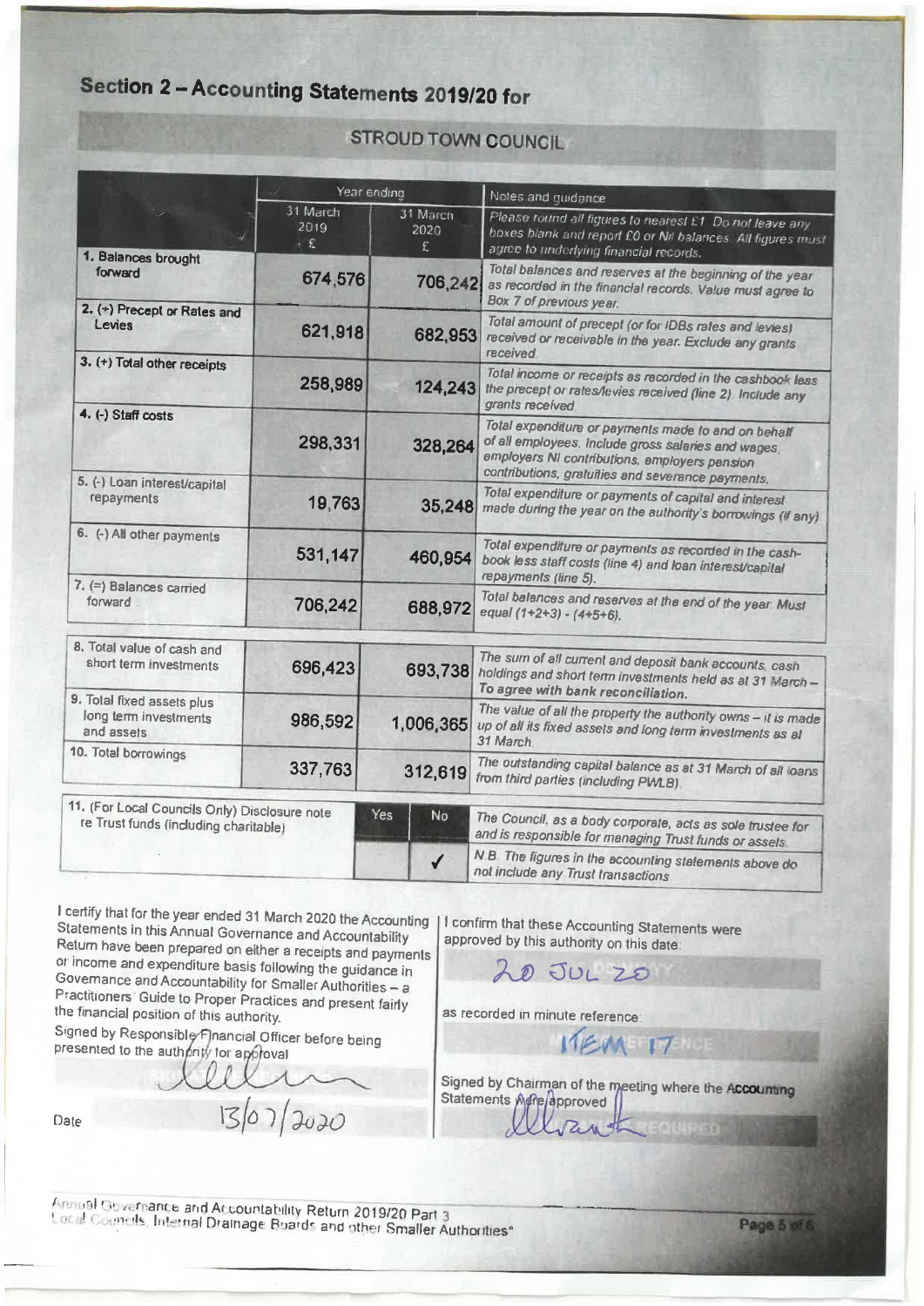# Section 2 – Accounting Statements 2019/20 for

## STROUD TOWN COUNCIL

| | Year ending | | Notes and guidance |
|---|---|---|---|
| | 31 March 2019 £ | 31 March 2020 £ | *Please round all figures to nearest £1. Do not leave any boxes blank and report £0 or Nil balances. All figures must agree to underlying financial records.* |
| **1. Balances brought forward** | 674,576 | 706,242 | *Total balances and reserves at the beginning of the year as recorded in the financial records. Value must agree to Box 7 of previous year.* |
| **2. (+) Precept or Rates and Levies** | 621,918 | 682,953 | *Total amount of precept (or for IDBs rates and levies) received or receivable in the year. Exclude any grants received.* |
| **3. (+) Total other receipts** | 258,989 | 124,243 | *Total income or receipts as recorded in the cashbook less the precept or rates/levies received (line 2). Include any grants received.* |
| **4. (-) Staff costs** | 298,331 | 328,264 | *Total expenditure or payments made to and on behalf of all employees. Include gross salaries and wages, employers NI contributions, employers pension contributions, gratuities and severance payments.* |
| **5. (-) Loan interest/capital repayments** | 19,763 | 35,248 | *Total expenditure or payments of capital and interest made during the year on the authority's borrowings (if any).* |
| **6. (-) All other payments** | 531,147 | 460,954 | *Total expenditure or payments as recorded in the cash-book less staff costs (line 4) and loan interest/capital repayments (line 5).* |
| **7. (=) Balances carried forward** | 706,242 | 688,972 | *Total balances and reserves at the end of the year. Must equal (1+2+3) - (4+5+6).* |
| **8. Total value of cash and short term investments** | 696,423 | 693,738 | *The sum of all current and deposit bank accounts, cash holdings and short term investments held as at 31 March – **To agree with bank reconciliation.*** |
| **9. Total fixed assets plus long term investments and assets** | 986,592 | 1,006,365 | *The value of all the property the authority owns – it is made up of all its fixed assets and long term investments as at 31 March.* |
| **10. Total borrowings** | 337,763 | 312,619 | *The outstanding capital balance as at 31 March of all loans from third parties (including PWLB).* |

| 11. (For Local Councils Only) Disclosure note re Trust funds (including charitable) | Yes | No | |
|---|---|---|---|
| | | | *The Council, as a body corporate, acts as sole trustee for and is responsible for managing Trust funds or assets.* |
| | | ✓ | *N.B. The figures in the accounting statements above do not include any Trust transactions.* |

I certify that for the year ended 31 March 2020 the Accounting Statements in this Annual Governance and Accountability Return have been prepared on either a receipts and payments or income and expenditure basis following the guidance in Governance and Accountability for Smaller Authorities – a Practitioners' Guide to Proper Practices and present fairly the financial position of this authority.

Signed by Responsible Financial Officer before being presented to the authority for approval

[Signature]

Date 13/07/2020

I confirm that these Accounting Statements were approved by this authority on this date:

20 JUL 20

as recorded in minute reference:

ITEM 17

Signed by Chairman of the meeting where the Accounting Statements were approved

[Signature]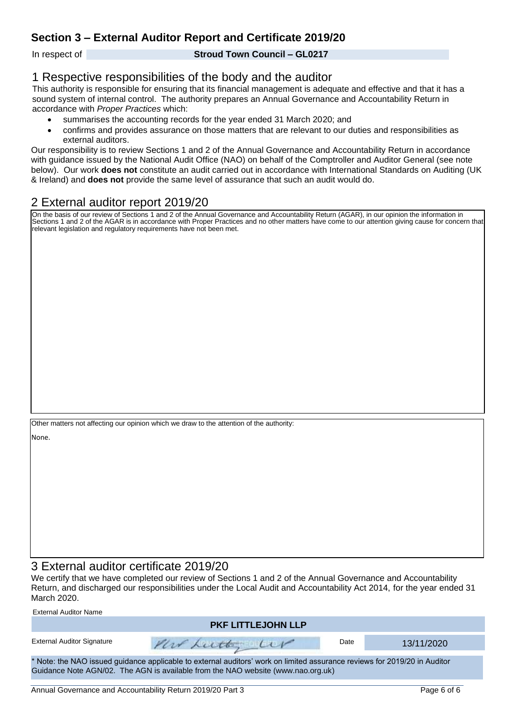## Section 3 – External Auditor Report and Certificate 2019/20

In respect of **Stroud Town Council – GL0217**

### 1 Respective responsibilities of the body and the auditor

This authority is responsible for ensuring that its financial management is adequate and effective and that it has a sound system of internal control. The authority prepares an Annual Governance and Accountability Return in accordance with *Proper Practices* which:

- summarises the accounting records for the year ended 31 March 2020; and
- confirms and provides assurance on those matters that are relevant to our duties and responsibilities as external auditors.

Our responsibility is to review Sections 1 and 2 of the Annual Governance and Accountability Return in accordance with guidance issued by the National Audit Office (NAO) on behalf of the Comptroller and Auditor General (see note below). Our work **does not** constitute an audit carried out in accordance with International Standards on Auditing (UK & Ireland) and **does not** provide the same level of assurance that such an audit would do.

### 2 External auditor report 2019/20

On the basis of our review of Sections 1 and 2 of the Annual Governance and Accountability Return (AGAR), in our opinion the information in Sections 1 and 2 of the AGAR is in accordance with Proper Practices and no other matters have come to our attention giving cause for concern that relevant legislation and regulatory requirements have not been met.

Other matters not affecting our opinion which we draw to the attention of the authority:

None.

### 3 External auditor certificate 2019/20

We certify that we have completed our review of Sections 1 and 2 of the Annual Governance and Accountability Return, and discharged our responsibilities under the Local Audit and Accountability Act 2014, for the year ended 31 March 2020.

| | | | |
|---|---|---|---|
| External Auditor Name | **PKF LITTLEJOHN LLP** | | |
| External Auditor Signature | PKF Littlejohn LLP | Date | 13/11/2020 |

* Note: the NAO issued guidance applicable to external auditors' work on limited assurance reviews for 2019/20 in Auditor Guidance Note AGN/02. The AGN is available from the NAO website (www.nao.org.uk)

Annual Governance and Accountability Return 2019/20 Part 3